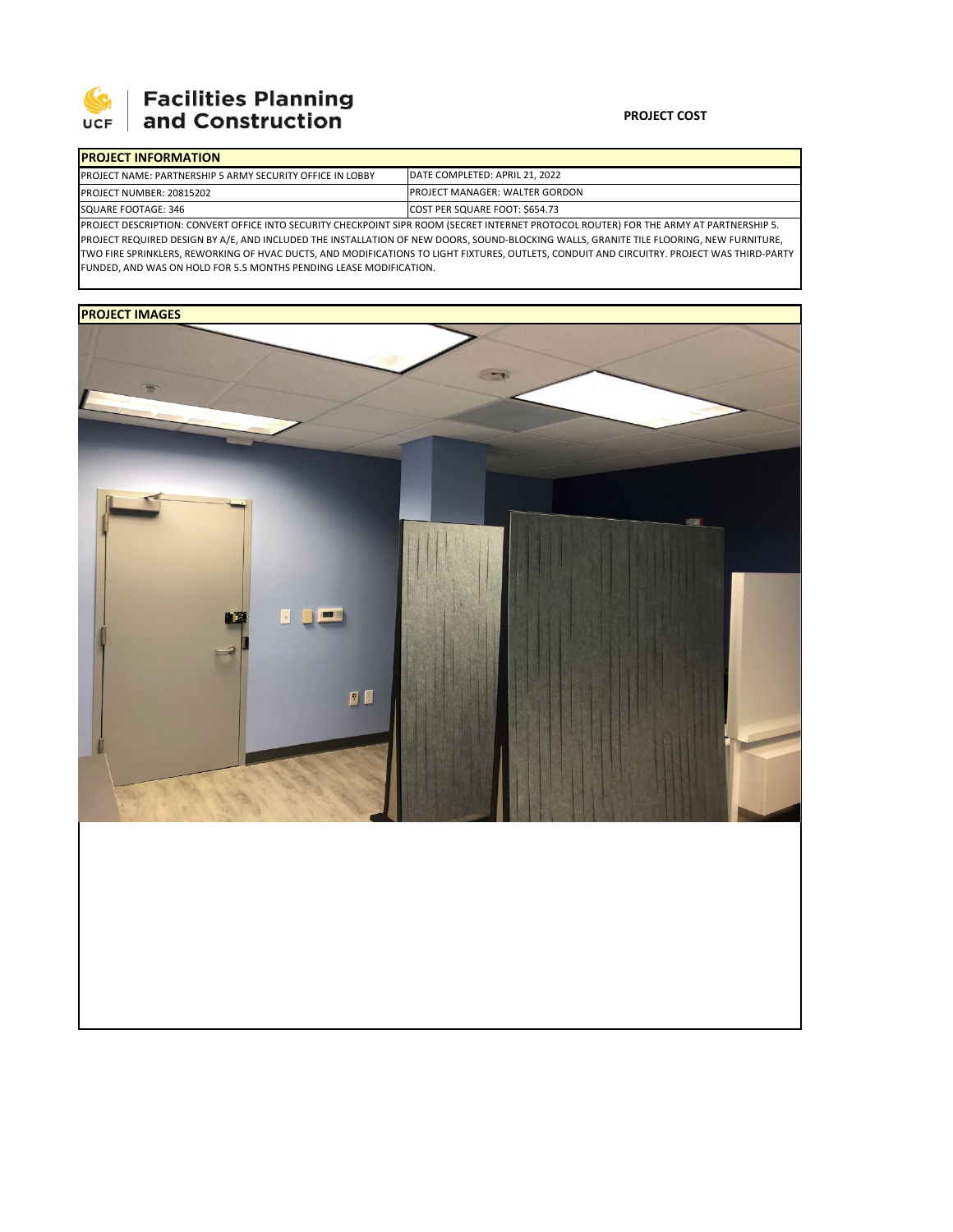# Facilities Planning and Construction

**PROJECT COST**

| **PROJECT INFORMATION** | |
|---|---|
| PROJECT NAME: PARTNERSHIP 5 ARMY SECURITY OFFICE IN LOBBY | DATE COMPLETED: APRIL 21, 2022 |
| PROJECT NUMBER: 20815202 | PROJECT MANAGER: WALTER GORDON |
| SQUARE FOOTAGE: 346 | COST PER SQUARE FOOT: $654.73 |

PROJECT DESCRIPTION: CONVERT OFFICE INTO SECURITY CHECKPOINT SIPR ROOM (SECRET INTERNET PROTOCOL ROUTER) FOR THE ARMY AT PARTNERSHIP 5. PROJECT REQUIRED DESIGN BY A/E, AND INCLUDED THE INSTALLATION OF NEW DOORS, SOUND-BLOCKING WALLS, GRANITE TILE FLOORING, NEW FURNITURE, TWO FIRE SPRINKLERS, REWORKING OF HVAC DUCTS, AND MODIFICATIONS TO LIGHT FIXTURES, OUTLETS, CONDUIT AND CIRCUITRY. PROJECT WAS THIRD-PARTY FUNDED, AND WAS ON HOLD FOR 5.5 MONTHS PENDING LEASE MODIFICATION.

**PROJECT IMAGES**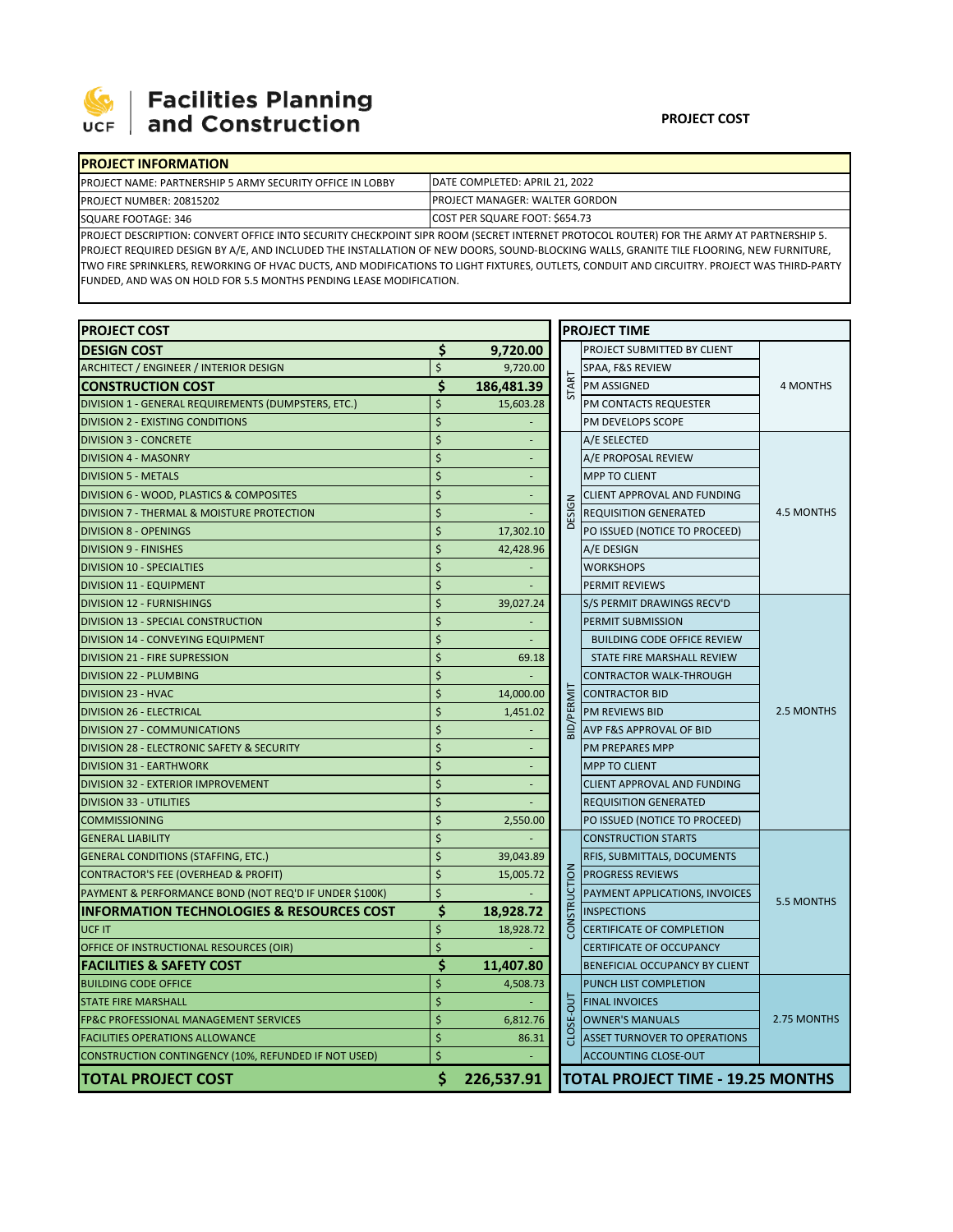**Facilities Planning and Construction**

**PROJECT COST**

| PROJECT INFORMATION | |
|---|---|
| PROJECT NAME: PARTNERSHIP 5 ARMY SECURITY OFFICE IN LOBBY | DATE COMPLETED: APRIL 21, 2022 |
| PROJECT NUMBER: 20815202 | PROJECT MANAGER: WALTER GORDON |
| SQUARE FOOTAGE: 346 | COST PER SQUARE FOOT: $654.73 |

PROJECT DESCRIPTION: CONVERT OFFICE INTO SECURITY CHECKPOINT SIPR ROOM (SECRET INTERNET PROTOCOL ROUTER) FOR THE ARMY AT PARTNERSHIP 5. PROJECT REQUIRED DESIGN BY A/E, AND INCLUDED THE INSTALLATION OF NEW DOORS, SOUND-BLOCKING WALLS, GRANITE TILE FLOORING, NEW FURNITURE, TWO FIRE SPRINKLERS, REWORKING OF HVAC DUCTS, AND MODIFICATIONS TO LIGHT FIXTURES, OUTLETS, CONDUIT AND CIRCUITRY. PROJECT WAS THIRD-PARTY FUNDED, AND WAS ON HOLD FOR 5.5 MONTHS PENDING LEASE MODIFICATION.

| PROJECT COST | | |
|---|---|---|
| **DESIGN COST** | **$** | **9,720.00** |
| ARCHITECT / ENGINEER / INTERIOR DESIGN | $ | 9,720.00 |
| **CONSTRUCTION COST** | **$** | **186,481.39** |
| DIVISION 1 - GENERAL REQUIREMENTS (DUMPSTERS, ETC.) | $ | 15,603.28 |
| DIVISION 2 - EXISTING CONDITIONS | $ | - |
| DIVISION 3 - CONCRETE | $ | - |
| DIVISION 4 - MASONRY | $ | - |
| DIVISION 5 - METALS | $ | - |
| DIVISION 6 - WOOD, PLASTICS & COMPOSITES | $ | - |
| DIVISION 7 - THERMAL & MOISTURE PROTECTION | $ | - |
| DIVISION 8 - OPENINGS | $ | 17,302.10 |
| DIVISION 9 - FINISHES | $ | 42,428.96 |
| DIVISION 10 - SPECIALTIES | $ | - |
| DIVISION 11 - EQUIPMENT | $ | - |
| DIVISION 12 - FURNISHINGS | $ | 39,027.24 |
| DIVISION 13 - SPECIAL CONSTRUCTION | $ | - |
| DIVISION 14 - CONVEYING EQUIPMENT | $ | - |
| DIVISION 21 - FIRE SUPRESSION | $ | 69.18 |
| DIVISION 22 - PLUMBING | $ | - |
| DIVISION 23 - HVAC | $ | 14,000.00 |
| DIVISION 26 - ELECTRICAL | $ | 1,451.02 |
| DIVISION 27 - COMMUNICATIONS | $ | - |
| DIVISION 28 - ELECTRONIC SAFETY & SECURITY | $ | - |
| DIVISION 31 - EARTHWORK | $ | - |
| DIVISION 32 - EXTERIOR IMPROVEMENT | $ | - |
| DIVISION 33 - UTILITIES | $ | - |
| COMMISSIONING | $ | 2,550.00 |
| GENERAL LIABILITY | $ | - |
| GENERAL CONDITIONS (STAFFING, ETC.) | $ | 39,043.89 |
| CONTRACTOR'S FEE (OVERHEAD & PROFIT) | $ | 15,005.72 |
| PAYMENT & PERFORMANCE BOND (NOT REQ'D IF UNDER $100K) | $ | - |
| **INFORMATION TECHNOLOGIES & RESOURCES COST** | **$** | **18,928.72** |
| UCF IT | $ | 18,928.72 |
| OFFICE OF INSTRUCTIONAL RESOURCES (OIR) | $ | - |
| **FACILITIES & SAFETY COST** | **$** | **11,407.80** |
| BUILDING CODE OFFICE | $ | 4,508.73 |
| STATE FIRE MARSHALL | $ | - |
| FP&C PROFESSIONAL MANAGEMENT SERVICES | $ | 6,812.76 |
| FACILITIES OPERATIONS ALLOWANCE | $ | 86.31 |
| CONSTRUCTION CONTINGENCY (10%, REFUNDED IF NOT USED) | $ | - |
| **TOTAL PROJECT COST** | **$** | **226,537.91** |

| PROJECT TIME | | |
|---|---|---|
| START | PROJECT SUBMITTED BY CLIENT | 4 MONTHS |
| | SPAA, F&S REVIEW | |
| | PM ASSIGNED | |
| | PM CONTACTS REQUESTER | |
| | PM DEVELOPS SCOPE | |
| DESIGN | A/E SELECTED | 4.5 MONTHS |
| | A/E PROPOSAL REVIEW | |
| | MPP TO CLIENT | |
| | CLIENT APPROVAL AND FUNDING | |
| | REQUISITION GENERATED | |
| | PO ISSUED (NOTICE TO PROCEED) | |
| | A/E DESIGN | |
| | WORKSHOPS | |
| | PERMIT REVIEWS | |
| BID/PERMIT | S/S PERMIT DRAWINGS RECV'D | 2.5 MONTHS |
| | PERMIT SUBMISSION | |
| | BUILDING CODE OFFICE REVIEW | |
| | STATE FIRE MARSHALL REVIEW | |
| | CONTRACTOR WALK-THROUGH | |
| | CONTRACTOR BID | |
| | PM REVIEWS BID | |
| | AVP F&S APPROVAL OF BID | |
| | PM PREPARES MPP | |
| | MPP TO CLIENT | |
| | CLIENT APPROVAL AND FUNDING | |
| | REQUISITION GENERATED | |
| | PO ISSUED (NOTICE TO PROCEED) | |
| CONSTRUCTION | CONSTRUCTION STARTS | 5.5 MONTHS |
| | RFIS, SUBMITTALS, DOCUMENTS | |
| | PROGRESS REVIEWS | |
| | PAYMENT APPLICATIONS, INVOICES | |
| | INSPECTIONS | |
| | CERTIFICATE OF COMPLETION | |
| | CERTIFICATE OF OCCUPANCY | |
| | BENEFICIAL OCCUPANCY BY CLIENT | |
| CLOSE-OUT | PUNCH LIST COMPLETION | 2.75 MONTHS |
| | FINAL INVOICES | |
| | OWNER'S MANUALS | |
| | ASSET TURNOVER TO OPERATIONS | |
| | ACCOUNTING CLOSE-OUT | |
| **TOTAL PROJECT TIME - 19.25 MONTHS** | | |